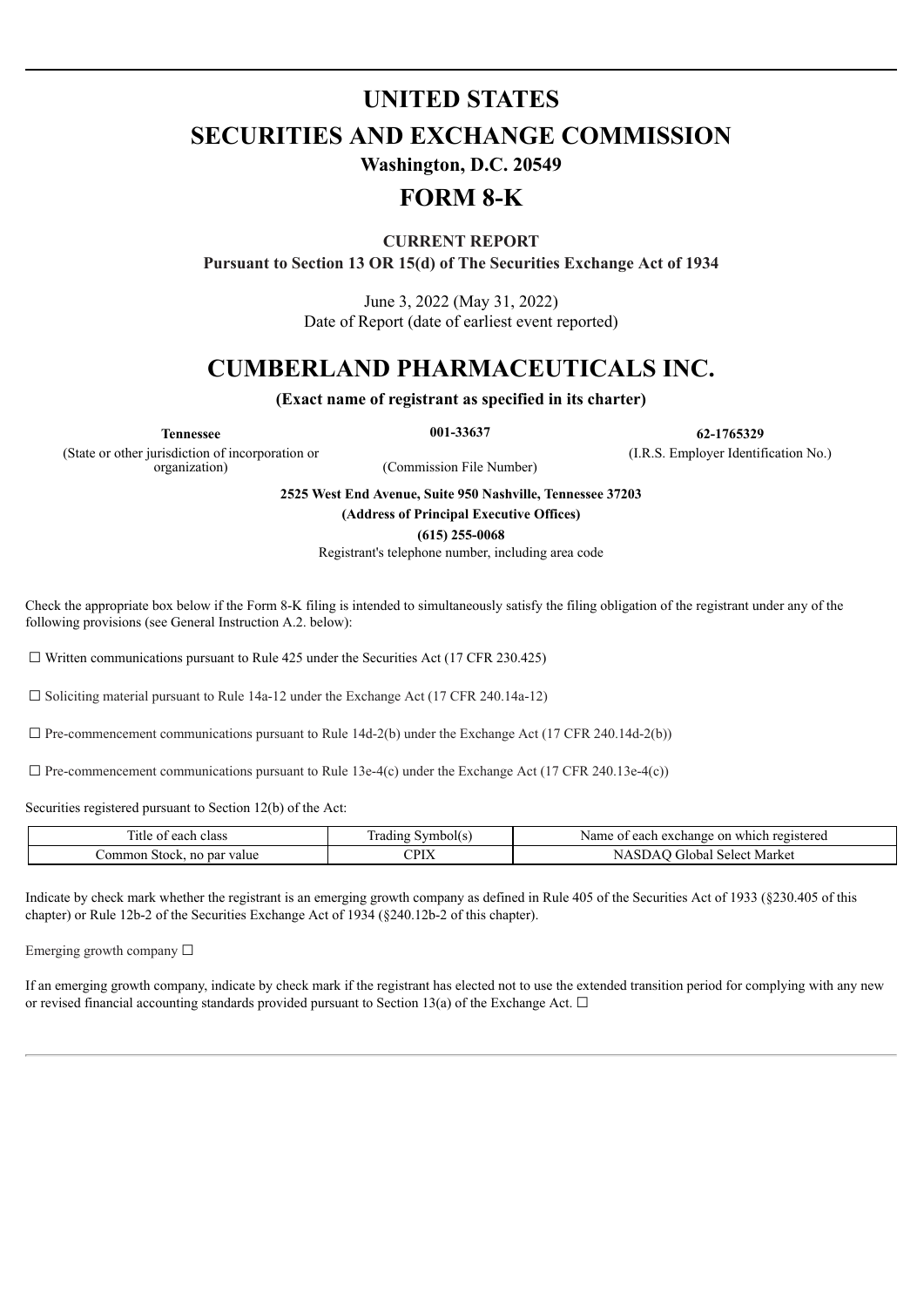# UNITED STATES

# SECURITIES AND EXCHANGE COMMISSION

**Washington, D.C. 20549**

# FORM 8-K

**CURRENT REPORT**

**Pursuant to Section 13 OR 15(d) of The Securities Exchange Act of 1934**

June 3, 2022 (May 31, 2022)
Date of Report (date of earliest event reported)

# CUMBERLAND PHARMACEUTICALS INC.

**(Exact name of registrant as specified in its charter)**

| **Tennessee** | **001-33637** | **62-1765329** |
|---|---|---|
| (State or other jurisdiction of incorporation or organization) | (Commission File Number) | (I.R.S. Employer Identification No.) |

**2525 West End Avenue, Suite 950 Nashville, Tennessee 37203**

**(Address of Principal Executive Offices)**

**(615) 255-0068**

Registrant's telephone number, including area code

Check the appropriate box below if the Form 8-K filing is intended to simultaneously satisfy the filing obligation of the registrant under any of the following provisions (see General Instruction A.2. below):

☐ Written communications pursuant to Rule 425 under the Securities Act (17 CFR 230.425)

☐ Soliciting material pursuant to Rule 14a-12 under the Exchange Act (17 CFR 240.14a-12)

☐ Pre-commencement communications pursuant to Rule 14d-2(b) under the Exchange Act (17 CFR 240.14d-2(b))

☐ Pre-commencement communications pursuant to Rule 13e-4(c) under the Exchange Act (17 CFR 240.13e-4(c))

Securities registered pursuant to Section 12(b) of the Act:

| Title of each class | Trading Symbol(s) | Name of each exchange on which registered |
|---|---|---|
| Common Stock, no par value | CPIX | NASDAQ Global Select Market |

Indicate by check mark whether the registrant is an emerging growth company as defined in Rule 405 of the Securities Act of 1933 (§230.405 of this chapter) or Rule 12b-2 of the Securities Exchange Act of 1934 (§240.12b-2 of this chapter).

Emerging growth company ☐

If an emerging growth company, indicate by check mark if the registrant has elected not to use the extended transition period for complying with any new or revised financial accounting standards provided pursuant to Section 13(a) of the Exchange Act. ☐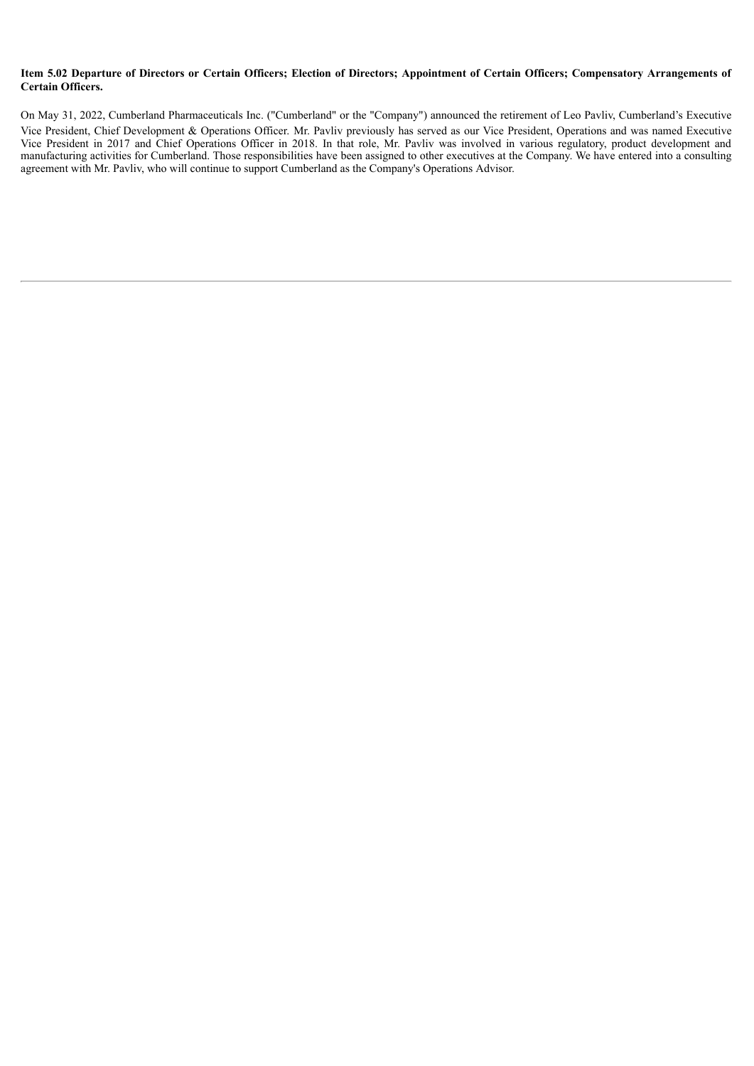**Item 5.02 Departure of Directors or Certain Officers; Election of Directors; Appointment of Certain Officers; Compensatory Arrangements of Certain Officers.**

On May 31, 2022, Cumberland Pharmaceuticals Inc. ("Cumberland" or the "Company") announced the retirement of Leo Pavliv, Cumberland's Executive Vice President, Chief Development & Operations Officer. Mr. Pavliv previously has served as our Vice President, Operations and was named Executive Vice President in 2017 and Chief Operations Officer in 2018. In that role, Mr. Pavliv was involved in various regulatory, product development and manufacturing activities for Cumberland. Those responsibilities have been assigned to other executives at the Company. We have entered into a consulting agreement with Mr. Pavliv, who will continue to support Cumberland as the Company's Operations Advisor.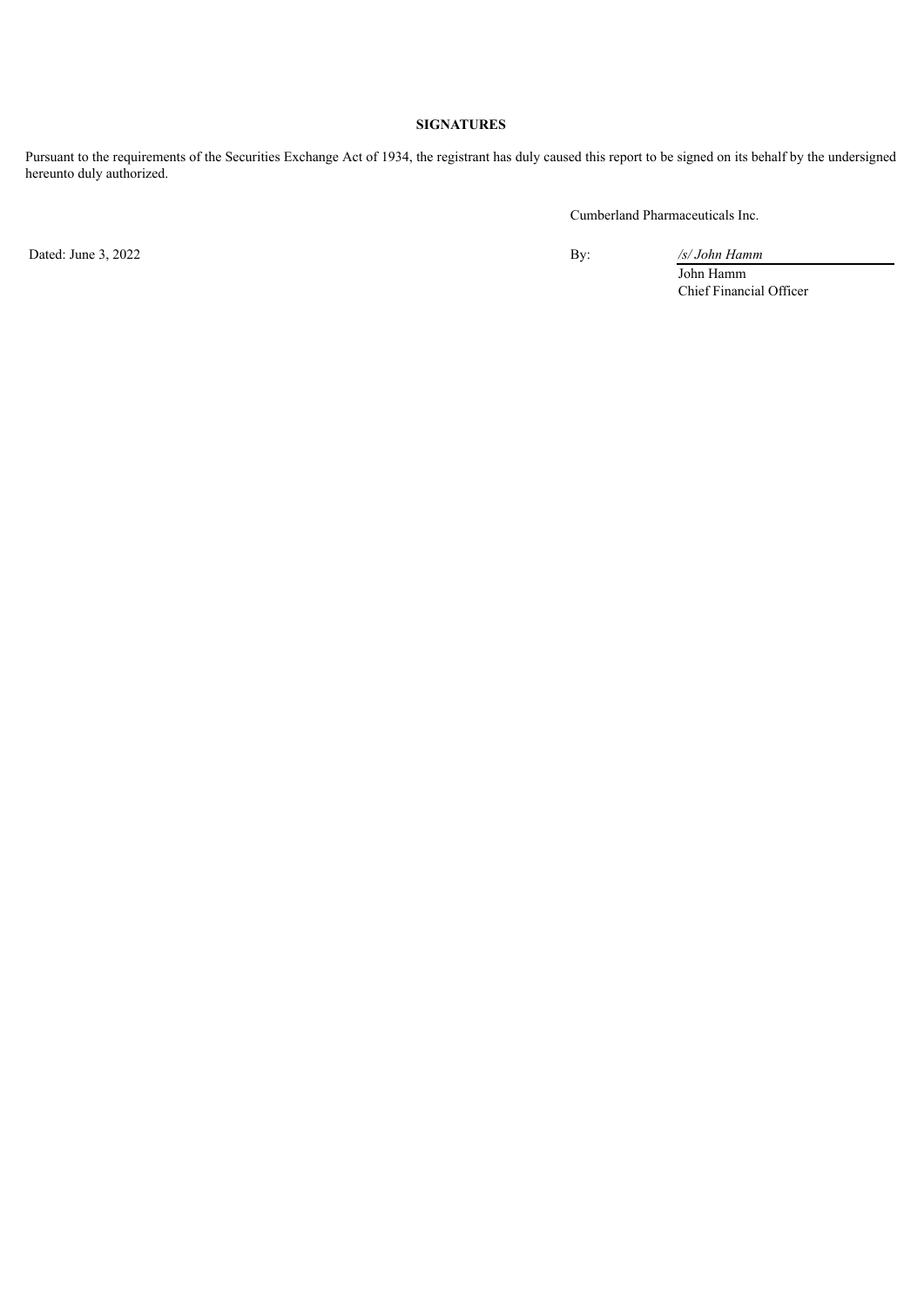**SIGNATURES**

Pursuant to the requirements of the Securities Exchange Act of 1934, the registrant has duly caused this report to be signed on its behalf by the undersigned hereunto duly authorized.

Cumberland Pharmaceuticals Inc.

Dated: June 3, 2022

By: */s/ John Hamm*

John Hamm

Chief Financial Officer